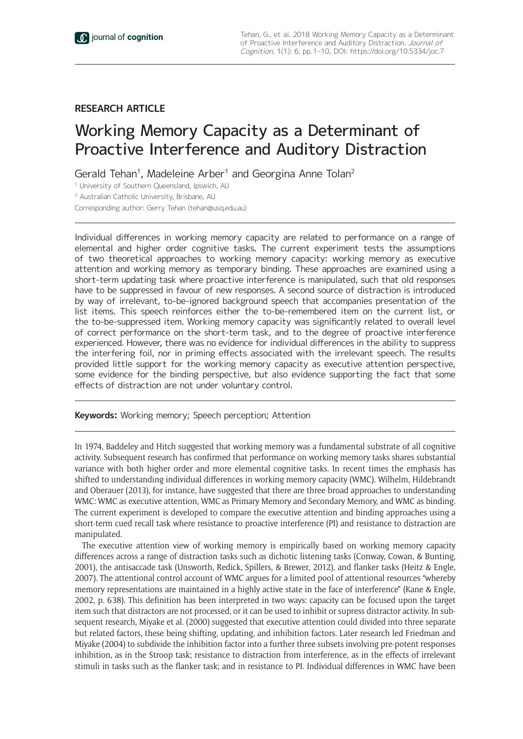RESEARCH ARTICLE

# Working Memory Capacity as a Determinant of Proactive Interference and Auditory Distraction

Gerald Tehan[1], Madeleine Arber[1] and Georgina Anne Tolan[2]

[1] University of Southern Queensland, Ipswich, AU

[2] Australian Catholic University, Brisbane, AU

Corresponding author: Gerry Tehan (tehan@usq.edu.au)

Individual differences in working memory capacity are related to performance on a range of elemental and higher order cognitive tasks. The current experiment tests the assumptions of two theoretical approaches to working memory capacity: working memory as executive attention and working memory as temporary binding. These approaches are examined using a short-term updating task where proactive interference is manipulated, such that old responses have to be suppressed in favour of new responses. A second source of distraction is introduced by way of irrelevant, to-be-ignored background speech that accompanies presentation of the list items. This speech reinforces either the to-be-remembered item on the current list, or the to-be-suppressed item. Working memory capacity was significantly related to overall level of correct performance on the short-term task, and to the degree of proactive interference experienced. However, there was no evidence for individual differences in the ability to suppress the interfering foil, nor in priming effects associated with the irrelevant speech. The results provided little support for the working memory capacity as executive attention perspective, some evidence for the binding perspective, but also evidence supporting the fact that some effects of distraction are not under voluntary control.

**Keywords:** Working memory; Speech perception; Attention

In 1974, Baddeley and Hitch suggested that working memory was a fundamental substrate of all cognitive activity. Subsequent research has confirmed that performance on working memory tasks shares substantial variance with both higher order and more elemental cognitive tasks. In recent times the emphasis has shifted to understanding individual differences in working memory capacity (WMC). Wilhelm, Hildebrandt and Oberauer (2013), for instance, have suggested that there are three broad approaches to understanding WMC: WMC as executive attention, WMC as Primary Memory and Secondary Memory, and WMC as binding. The current experiment is developed to compare the executive attention and binding approaches using a short-term cued recall task where resistance to proactive interference (PI) and resistance to distraction are manipulated.

The executive attention view of working memory is empirically based on working memory capacity differences across a range of distraction tasks such as dichotic listening tasks (Conway, Cowan, & Bunting, 2001), the antisaccade task (Unsworth, Redick, Spillers, & Brewer, 2012), and flanker tasks (Heitz & Engle, 2007). The attentional control account of WMC argues for a limited pool of attentional resources "whereby memory representations are maintained in a highly active state in the face of interference" (Kane & Engle, 2002, p. 638). This definition has been interpreted in two ways: capacity can be focused upon the target item such that distractors are not processed, or it can be used to inhibit or supress distractor activity. In subsequent research, Miyake et al. (2000) suggested that executive attention could divided into three separate but related factors, these being shifting, updating, and inhibition factors. Later research led Friedman and Miyake (2004) to subdivide the inhibition factor into a further three subsets involving pre-potent responses inhibition, as in the Stroop task; resistance to distraction from interference, as in the effects of irrelevant stimuli in tasks such as the flanker task; and in resistance to PI. Individual differences in WMC have been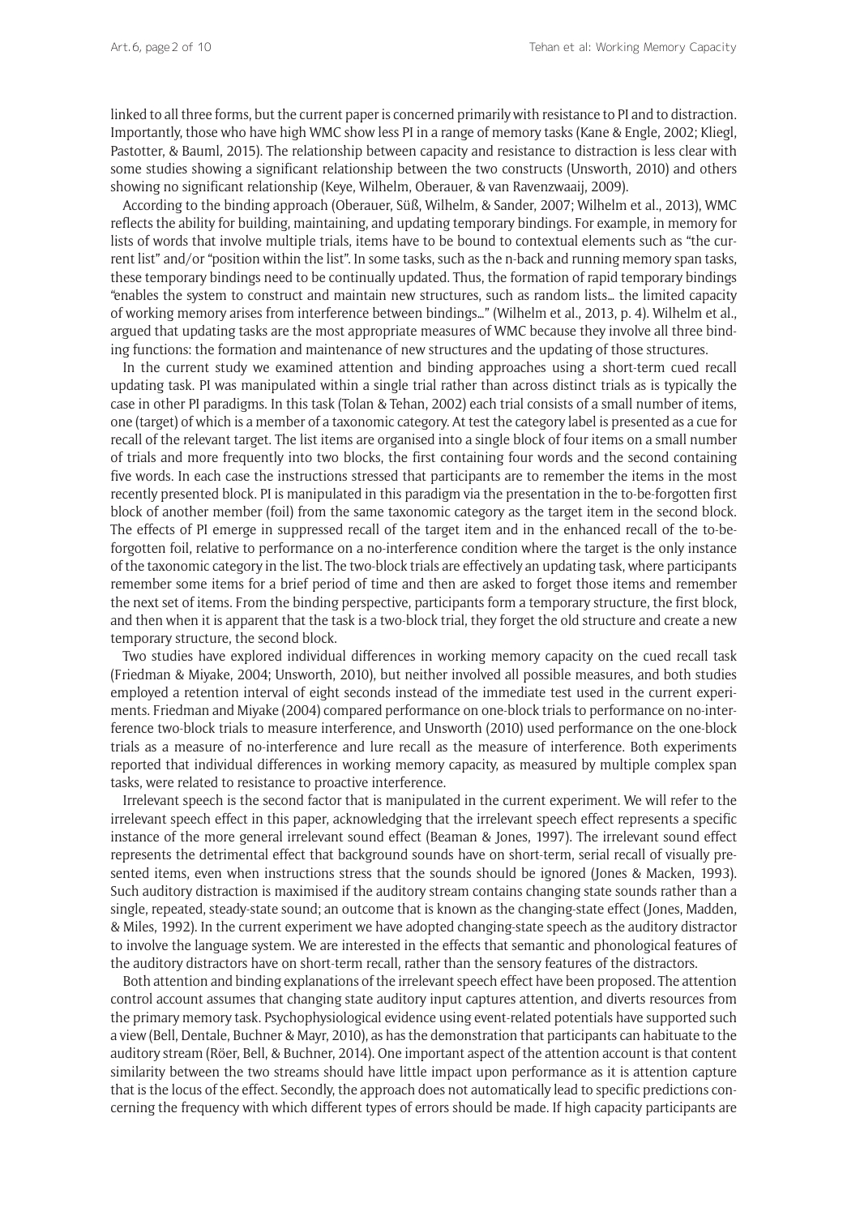linked to all three forms, but the current paper is concerned primarily with resistance to PI and to distraction. Importantly, those who have high WMC show less PI in a range of memory tasks (Kane & Engle, 2002; Kliegl, Pastotter, & Bauml, 2015). The relationship between capacity and resistance to distraction is less clear with some studies showing a significant relationship between the two constructs (Unsworth, 2010) and others showing no significant relationship (Keye, Wilhelm, Oberauer, & van Ravenzwaaij, 2009).

According to the binding approach (Oberauer, Süß, Wilhelm, & Sander, 2007; Wilhelm et al., 2013), WMC reflects the ability for building, maintaining, and updating temporary bindings. For example, in memory for lists of words that involve multiple trials, items have to be bound to contextual elements such as "the current list" and/or "position within the list". In some tasks, such as the n-back and running memory span tasks, these temporary bindings need to be continually updated. Thus, the formation of rapid temporary bindings "enables the system to construct and maintain new structures, such as random lists… the limited capacity of working memory arises from interference between bindings…" (Wilhelm et al., 2013, p. 4). Wilhelm et al., argued that updating tasks are the most appropriate measures of WMC because they involve all three binding functions: the formation and maintenance of new structures and the updating of those structures.

In the current study we examined attention and binding approaches using a short-term cued recall updating task. PI was manipulated within a single trial rather than across distinct trials as is typically the case in other PI paradigms. In this task (Tolan & Tehan, 2002) each trial consists of a small number of items, one (target) of which is a member of a taxonomic category. At test the category label is presented as a cue for recall of the relevant target. The list items are organised into a single block of four items on a small number of trials and more frequently into two blocks, the first containing four words and the second containing five words. In each case the instructions stressed that participants are to remember the items in the most recently presented block. PI is manipulated in this paradigm via the presentation in the to-be-forgotten first block of another member (foil) from the same taxonomic category as the target item in the second block. The effects of PI emerge in suppressed recall of the target item and in the enhanced recall of the to-be-forgotten foil, relative to performance on a no-interference condition where the target is the only instance of the taxonomic category in the list. The two-block trials are effectively an updating task, where participants remember some items for a brief period of time and then are asked to forget those items and remember the next set of items. From the binding perspective, participants form a temporary structure, the first block, and then when it is apparent that the task is a two-block trial, they forget the old structure and create a new temporary structure, the second block.

Two studies have explored individual differences in working memory capacity on the cued recall task (Friedman & Miyake, 2004; Unsworth, 2010), but neither involved all possible measures, and both studies employed a retention interval of eight seconds instead of the immediate test used in the current experiments. Friedman and Miyake (2004) compared performance on one-block trials to performance on no-interference two-block trials to measure interference, and Unsworth (2010) used performance on the one-block trials as a measure of no-interference and lure recall as the measure of interference. Both experiments reported that individual differences in working memory capacity, as measured by multiple complex span tasks, were related to resistance to proactive interference.

Irrelevant speech is the second factor that is manipulated in the current experiment. We will refer to the irrelevant speech effect in this paper, acknowledging that the irrelevant speech effect represents a specific instance of the more general irrelevant sound effect (Beaman & Jones, 1997). The irrelevant sound effect represents the detrimental effect that background sounds have on short-term, serial recall of visually presented items, even when instructions stress that the sounds should be ignored (Jones & Macken, 1993). Such auditory distraction is maximised if the auditory stream contains changing state sounds rather than a single, repeated, steady-state sound; an outcome that is known as the changing-state effect (Jones, Madden, & Miles, 1992). In the current experiment we have adopted changing-state speech as the auditory distractor to involve the language system. We are interested in the effects that semantic and phonological features of the auditory distractors have on short-term recall, rather than the sensory features of the distractors.

Both attention and binding explanations of the irrelevant speech effect have been proposed. The attention control account assumes that changing state auditory input captures attention, and diverts resources from the primary memory task. Psychophysiological evidence using event-related potentials have supported such a view (Bell, Dentale, Buchner & Mayr, 2010), as has the demonstration that participants can habituate to the auditory stream (Röer, Bell, & Buchner, 2014). One important aspect of the attention account is that content similarity between the two streams should have little impact upon performance as it is attention capture that is the locus of the effect. Secondly, the approach does not automatically lead to specific predictions concerning the frequency with which different types of errors should be made. If high capacity participants are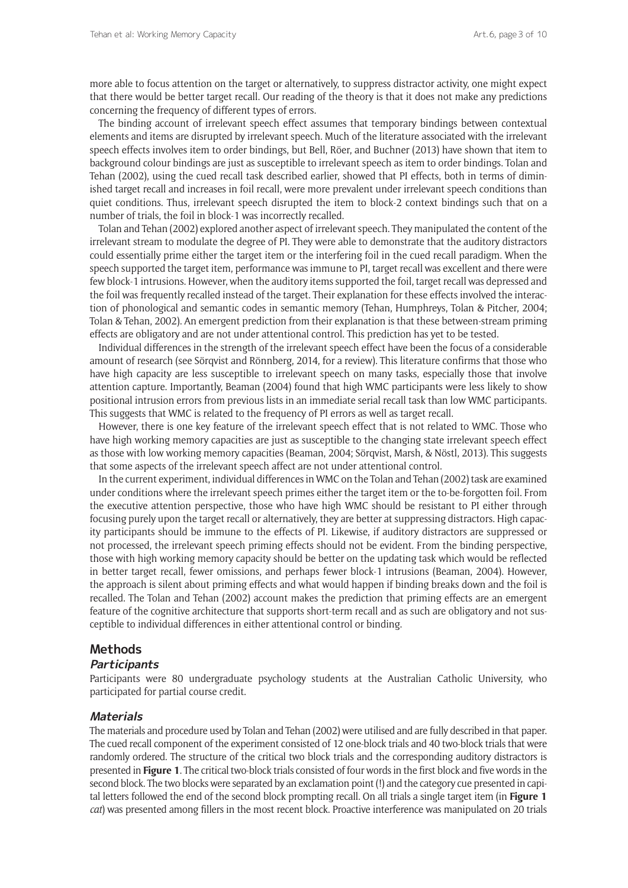more able to focus attention on the target or alternatively, to suppress distractor activity, one might expect that there would be better target recall. Our reading of the theory is that it does not make any predictions concerning the frequency of different types of errors.

The binding account of irrelevant speech effect assumes that temporary bindings between contextual elements and items are disrupted by irrelevant speech. Much of the literature associated with the irrelevant speech effects involves item to order bindings, but Bell, Röer, and Buchner (2013) have shown that item to background colour bindings are just as susceptible to irrelevant speech as item to order bindings. Tolan and Tehan (2002), using the cued recall task described earlier, showed that PI effects, both in terms of diminished target recall and increases in foil recall, were more prevalent under irrelevant speech conditions than quiet conditions. Thus, irrelevant speech disrupted the item to block-2 context bindings such that on a number of trials, the foil in block-1 was incorrectly recalled.

Tolan and Tehan (2002) explored another aspect of irrelevant speech. They manipulated the content of the irrelevant stream to modulate the degree of PI. They were able to demonstrate that the auditory distractors could essentially prime either the target item or the interfering foil in the cued recall paradigm. When the speech supported the target item, performance was immune to PI, target recall was excellent and there were few block-1 intrusions. However, when the auditory items supported the foil, target recall was depressed and the foil was frequently recalled instead of the target. Their explanation for these effects involved the interaction of phonological and semantic codes in semantic memory (Tehan, Humphreys, Tolan & Pitcher, 2004; Tolan & Tehan, 2002). An emergent prediction from their explanation is that these between-stream priming effects are obligatory and are not under attentional control. This prediction has yet to be tested.

Individual differences in the strength of the irrelevant speech effect have been the focus of a considerable amount of research (see Sörqvist and Rönnberg, 2014, for a review). This literature confirms that those who have high capacity are less susceptible to irrelevant speech on many tasks, especially those that involve attention capture. Importantly, Beaman (2004) found that high WMC participants were less likely to show positional intrusion errors from previous lists in an immediate serial recall task than low WMC participants. This suggests that WMC is related to the frequency of PI errors as well as target recall.

However, there is one key feature of the irrelevant speech effect that is not related to WMC. Those who have high working memory capacities are just as susceptible to the changing state irrelevant speech effect as those with low working memory capacities (Beaman, 2004; Sörqvist, Marsh, & Nöstl, 2013). This suggests that some aspects of the irrelevant speech affect are not under attentional control.

In the current experiment, individual differences in WMC on the Tolan and Tehan (2002) task are examined under conditions where the irrelevant speech primes either the target item or the to-be-forgotten foil. From the executive attention perspective, those who have high WMC should be resistant to PI either through focusing purely upon the target recall or alternatively, they are better at suppressing distractors. High capacity participants should be immune to the effects of PI. Likewise, if auditory distractors are suppressed or not processed, the irrelevant speech priming effects should not be evident. From the binding perspective, those with high working memory capacity should be better on the updating task which would be reflected in better target recall, fewer omissions, and perhaps fewer block-1 intrusions (Beaman, 2004). However, the approach is silent about priming effects and what would happen if binding breaks down and the foil is recalled. The Tolan and Tehan (2002) account makes the prediction that priming effects are an emergent feature of the cognitive architecture that supports short-term recall and as such are obligatory and not susceptible to individual differences in either attentional control or binding.

## Methods

### *Participants*

Participants were 80 undergraduate psychology students at the Australian Catholic University, who participated for partial course credit.

### *Materials*

The materials and procedure used by Tolan and Tehan (2002) were utilised and are fully described in that paper. The cued recall component of the experiment consisted of 12 one-block trials and 40 two-block trials that were randomly ordered. The structure of the critical two block trials and the corresponding auditory distractors is presented in **Figure 1**. The critical two-block trials consisted of four words in the first block and five words in the second block. The two blocks were separated by an exclamation point (!) and the category cue presented in capital letters followed the end of the second block prompting recall. On all trials a single target item (in **Figure 1** *cat*) was presented among fillers in the most recent block. Proactive interference was manipulated on 20 trials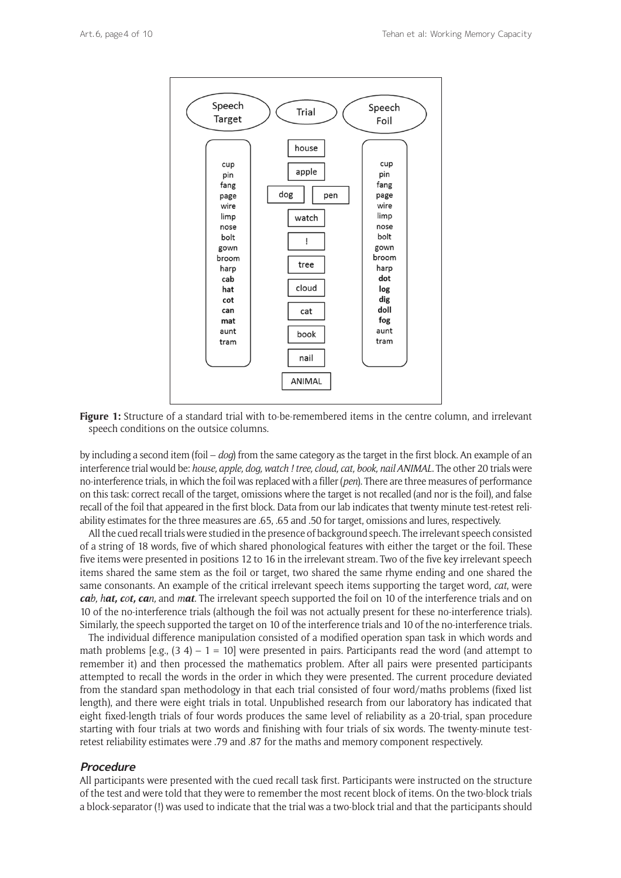**Figure 1:** Structure of a standard trial with to-be-remembered items in the centre column, and irrelevant speech conditions on the outsice columns.

by including a second item (foil – *dog*) from the same category as the target in the first block. An example of an interference trial would be: *house, apple, dog, watch ! tree, cloud, cat, book, nail ANIMAL*. The other 20 trials were no-interference trials, in which the foil was replaced with a filler (*pen*). There are three measures of performance on this task: correct recall of the target, omissions where the target is not recalled (and nor is the foil), and false recall of the foil that appeared in the first block. Data from our lab indicates that twenty minute test-retest reliability estimates for the three measures are .65, .65 and .50 for target, omissions and lures, respectively.

All the cued recall trials were studied in the presence of background speech. The irrelevant speech consisted of a string of 18 words, five of which shared phonological features with either the target or the foil. These five items were presented in positions 12 to 16 in the irrelevant stream. Two of the five key irrelevant speech items shared the same stem as the foil or target, two shared the same rhyme ending and one shared the same consonants. An example of the critical irrelevant speech items supporting the target word, *cat*, were ***ca***_b_, _h_***at, c***_o_***t, ca***_n,_ and _m_***at***. The irrelevant speech supported the foil on 10 of the interference trials and on 10 of the no-interference trials (although the foil was not actually present for these no-interference trials). Similarly, the speech supported the target on 10 of the interference trials and 10 of the no-interference trials.

The individual difference manipulation consisted of a modified operation span task in which words and math problems [e.g., (3 4) – 1 = 10] were presented in pairs. Participants read the word (and attempt to remember it) and then processed the mathematics problem. After all pairs were presented participants attempted to recall the words in the order in which they were presented. The current procedure deviated from the standard span methodology in that each trial consisted of four word/maths problems (fixed list length), and there were eight trials in total. Unpublished research from our laboratory has indicated that eight fixed-length trials of four words produces the same level of reliability as a 20-trial, span procedure starting with four trials at two words and finishing with four trials of six words. The twenty-minute test-retest reliability estimates were .79 and .87 for the maths and memory component respectively.

### *Procedure*

All participants were presented with the cued recall task first. Participants were instructed on the structure of the test and were told that they were to remember the most recent block of items. On the two-block trials a block-separator (!) was used to indicate that the trial was a two-block trial and that the participants should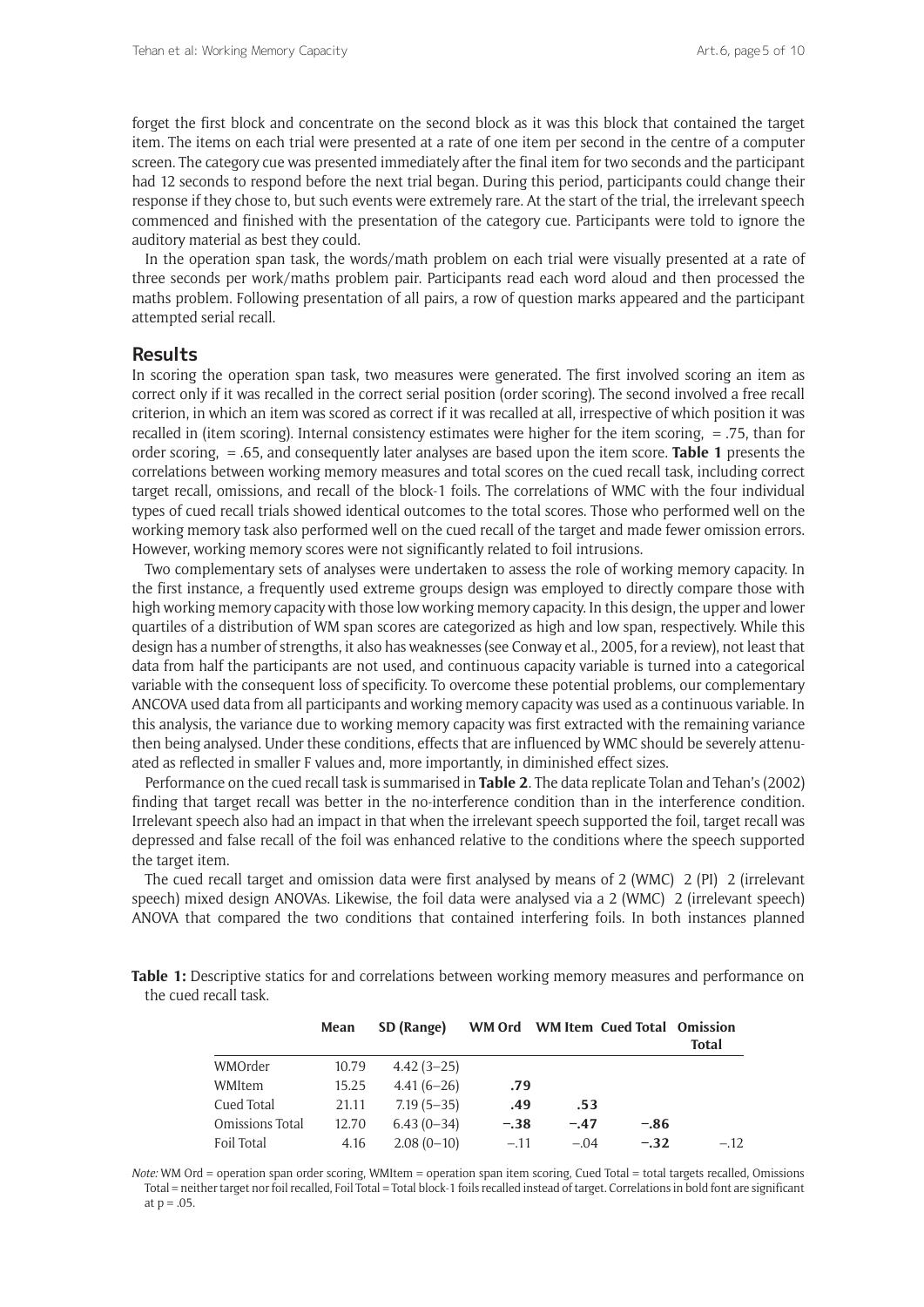forget the first block and concentrate on the second block as it was this block that contained the target item. The items on each trial were presented at a rate of one item per second in the centre of a computer screen. The category cue was presented immediately after the final item for two seconds and the participant had 12 seconds to respond before the next trial began. During this period, participants could change their response if they chose to, but such events were extremely rare. At the start of the trial, the irrelevant speech commenced and finished with the presentation of the category cue. Participants were told to ignore the auditory material as best they could.

In the operation span task, the words/math problem on each trial were visually presented at a rate of three seconds per work/maths problem pair. Participants read each word aloud and then processed the maths problem. Following presentation of all pairs, a row of question marks appeared and the participant attempted serial recall.

## Results

In scoring the operation span task, two measures were generated. The first involved scoring an item as correct only if it was recalled in the correct serial position (order scoring). The second involved a free recall criterion, in which an item was scored as correct if it was recalled at all, irrespective of which position it was recalled in (item scoring). Internal consistency estimates were higher for the item scoring,  = .75, than for order scoring,  = .65, and consequently later analyses are based upon the item score. **Table 1** presents the correlations between working memory measures and total scores on the cued recall task, including correct target recall, omissions, and recall of the block-1 foils. The correlations of WMC with the four individual types of cued recall trials showed identical outcomes to the total scores. Those who performed well on the working memory task also performed well on the cued recall of the target and made fewer omission errors. However, working memory scores were not significantly related to foil intrusions.

Two complementary sets of analyses were undertaken to assess the role of working memory capacity. In the first instance, a frequently used extreme groups design was employed to directly compare those with high working memory capacity with those low working memory capacity. In this design, the upper and lower quartiles of a distribution of WM span scores are categorized as high and low span, respectively. While this design has a number of strengths, it also has weaknesses (see Conway et al., 2005, for a review), not least that data from half the participants are not used, and continuous capacity variable is turned into a categorical variable with the consequent loss of specificity. To overcome these potential problems, our complementary ANCOVA used data from all participants and working memory capacity was used as a continuous variable. In this analysis, the variance due to working memory capacity was first extracted with the remaining variance then being analysed. Under these conditions, effects that are influenced by WMC should be severely attenuated as reflected in smaller F values and, more importantly, in diminished effect sizes.

Performance on the cued recall task is summarised in **Table 2**. The data replicate Tolan and Tehan's (2002) finding that target recall was better in the no-interference condition than in the interference condition. Irrelevant speech also had an impact in that when the irrelevant speech supported the foil, target recall was depressed and false recall of the foil was enhanced relative to the conditions where the speech supported the target item.

The cued recall target and omission data were first analysed by means of 2 (WMC)  2 (PI)  2 (irrelevant speech) mixed design ANOVAs. Likewise, the foil data were analysed via a 2 (WMC)  2 (irrelevant speech) ANOVA that compared the two conditions that contained interfering foils. In both instances planned

**Table 1:** Descriptive statics for and correlations between working memory measures and performance on the cued recall task.

| | Mean | SD (Range) | WM Ord | WM Item | Cued Total | Omission Total |
|---|---|---|---|---|---|---|
| WMOrder | 10.79 | 4.42 (3–25) | | | | |
| WMItem | 15.25 | 4.41 (6–26) | **.79** | | | |
| Cued Total | 21.11 | 7.19 (5–35) | **.49** | **.53** | | |
| Omissions Total | 12.70 | 6.43 (0–34) | **−.38** | **−.47** | **−.86** | |
| Foil Total | 4.16 | 2.08 (0–10) | −.11 | −.04 | **−.32** | −.12 |

*Note:* WM Ord = operation span order scoring, WMItem = operation span item scoring, Cued Total = total targets recalled, Omissions Total = neither target nor foil recalled, Foil Total = Total block-1 foils recalled instead of target. Correlations in bold font are significant at p = .05.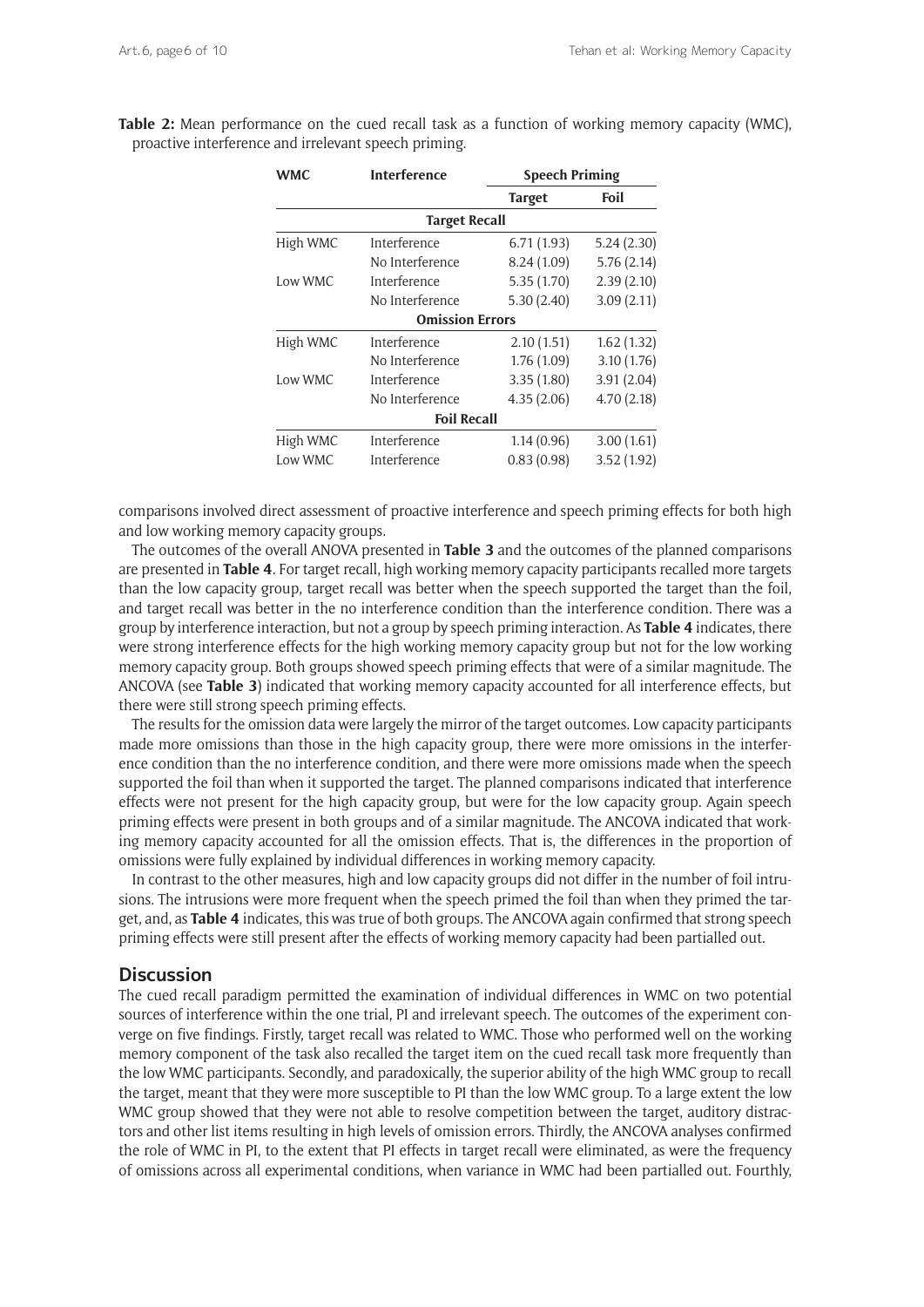**Table 2:** Mean performance on the cued recall task as a function of working memory capacity (WMC), proactive interference and irrelevant speech priming.

| WMC | Interference | Speech Priming | |
|---|---|---|---|
| | | Target | Foil |
| **Target Recall** | | | |
| High WMC | Interference | 6.71 (1.93) | 5.24 (2.30) |
| | No Interference | 8.24 (1.09) | 5.76 (2.14) |
| Low WMC | Interference | 5.35 (1.70) | 2.39 (2.10) |
| | No Interference | 5.30 (2.40) | 3.09 (2.11) |
| **Omission Errors** | | | |
| High WMC | Interference | 2.10 (1.51) | 1.62 (1.32) |
| | No Interference | 1.76 (1.09) | 3.10 (1.76) |
| Low WMC | Interference | 3.35 (1.80) | 3.91 (2.04) |
| | No Interference | 4.35 (2.06) | 4.70 (2.18) |
| **Foil Recall** | | | |
| High WMC | Interference | 1.14 (0.96) | 3.00 (1.61) |
| Low WMC | Interference | 0.83 (0.98) | 3.52 (1.92) |

comparisons involved direct assessment of proactive interference and speech priming effects for both high and low working memory capacity groups.

The outcomes of the overall ANOVA presented in **Table 3** and the outcomes of the planned comparisons are presented in **Table 4**. For target recall, high working memory capacity participants recalled more targets than the low capacity group, target recall was better when the speech supported the target than the foil, and target recall was better in the no interference condition than the interference condition. There was a group by interference interaction, but not a group by speech priming interaction. As **Table 4** indicates, there were strong interference effects for the high working memory capacity group but not for the low working memory capacity group. Both groups showed speech priming effects that were of a similar magnitude. The ANCOVA (see **Table 3**) indicated that working memory capacity accounted for all interference effects, but there were still strong speech priming effects.

The results for the omission data were largely the mirror of the target outcomes. Low capacity participants made more omissions than those in the high capacity group, there were more omissions in the interference condition than the no interference condition, and there were more omissions made when the speech supported the foil than when it supported the target. The planned comparisons indicated that interference effects were not present for the high capacity group, but were for the low capacity group. Again speech priming effects were present in both groups and of a similar magnitude. The ANCOVA indicated that working memory capacity accounted for all the omission effects. That is, the differences in the proportion of omissions were fully explained by individual differences in working memory capacity.

In contrast to the other measures, high and low capacity groups did not differ in the number of foil intrusions. The intrusions were more frequent when the speech primed the foil than when they primed the target, and, as **Table 4** indicates, this was true of both groups. The ANCOVA again confirmed that strong speech priming effects were still present after the effects of working memory capacity had been partialled out.

## Discussion

The cued recall paradigm permitted the examination of individual differences in WMC on two potential sources of interference within the one trial, PI and irrelevant speech. The outcomes of the experiment converge on five findings. Firstly, target recall was related to WMC. Those who performed well on the working memory component of the task also recalled the target item on the cued recall task more frequently than the low WMC participants. Secondly, and paradoxically, the superior ability of the high WMC group to recall the target, meant that they were more susceptible to PI than the low WMC group. To a large extent the low WMC group showed that they were not able to resolve competition between the target, auditory distractors and other list items resulting in high levels of omission errors. Thirdly, the ANCOVA analyses confirmed the role of WMC in PI, to the extent that PI effects in target recall were eliminated, as were the frequency of omissions across all experimental conditions, when variance in WMC had been partialled out. Fourthly,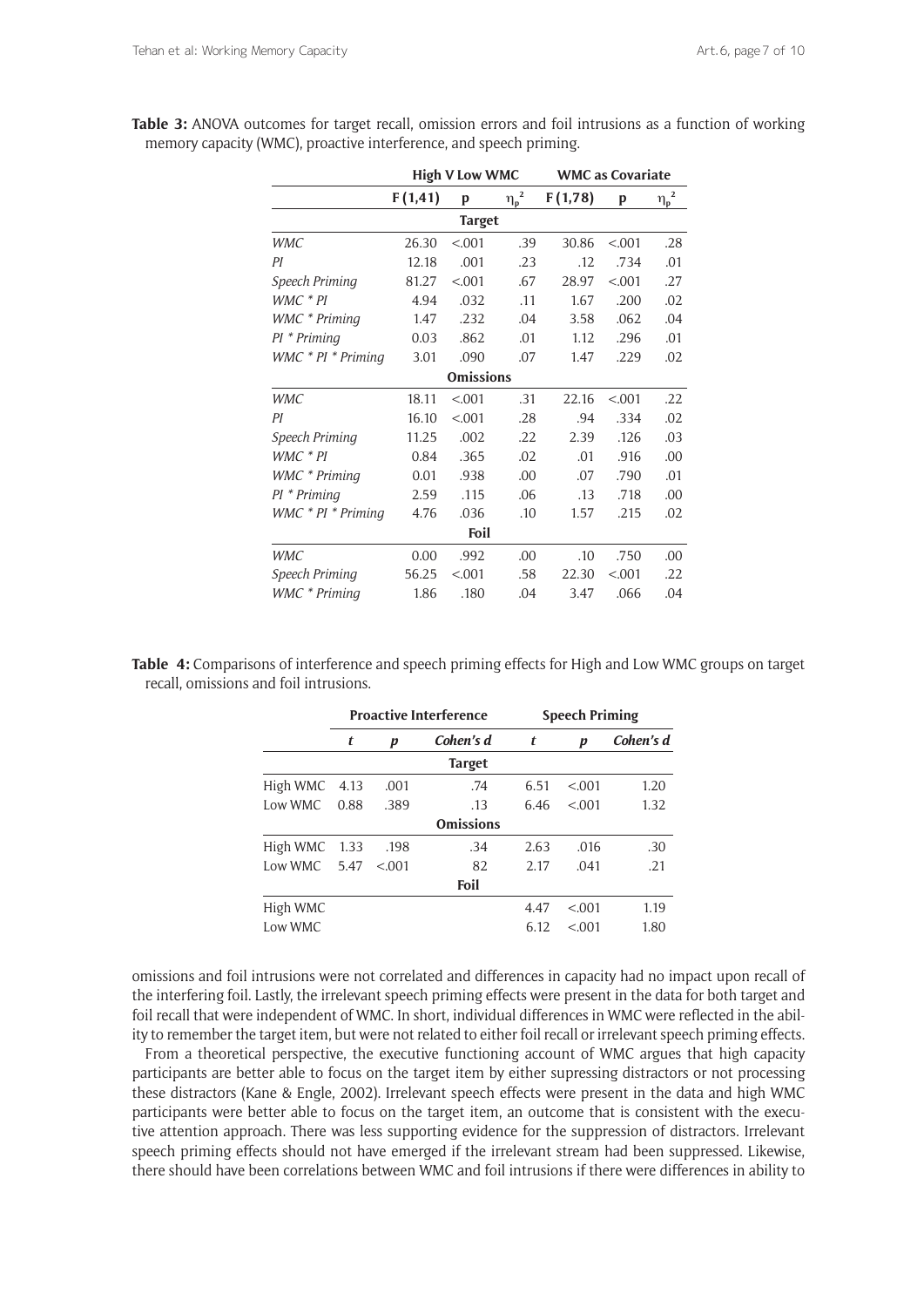**Table 3:** ANOVA outcomes for target recall, omission errors and foil intrusions as a function of working memory capacity (WMC), proactive interference, and speech priming.

| | High V Low WMC | | | WMC as Covariate | | |
|---|---|---|---|---|---|---|
| | F (1,41) | p | $\eta_p^2$ | F (1,78) | p | $\eta_p^2$ |
| **Target** | | | | | | |
| *WMC* | 26.30 | <.001 | .39 | 30.86 | <.001 | .28 |
| *PI* | 12.18 | .001 | .23 | .12 | .734 | .01 |
| *Speech Priming* | 81.27 | <.001 | .67 | 28.97 | <.001 | .27 |
| *WMC * PI* | 4.94 | .032 | .11 | 1.67 | .200 | .02 |
| *WMC * Priming* | 1.47 | .232 | .04 | 3.58 | .062 | .04 |
| *PI * Priming* | 0.03 | .862 | .01 | 1.12 | .296 | .01 |
| *WMC * PI * Priming* | 3.01 | .090 | .07 | 1.47 | .229 | .02 |
| **Omissions** | | | | | | |
| *WMC* | 18.11 | <.001 | .31 | 22.16 | <.001 | .22 |
| *PI* | 16.10 | <.001 | .28 | .94 | .334 | .02 |
| *Speech Priming* | 11.25 | .002 | .22 | 2.39 | .126 | .03 |
| *WMC * PI* | 0.84 | .365 | .02 | .01 | .916 | .00 |
| *WMC * Priming* | 0.01 | .938 | .00 | .07 | .790 | .01 |
| *PI * Priming* | 2.59 | .115 | .06 | .13 | .718 | .00 |
| *WMC * PI * Priming* | 4.76 | .036 | .10 | 1.57 | .215 | .02 |
| **Foil** | | | | | | |
| *WMC* | 0.00 | .992 | .00 | .10 | .750 | .00 |
| *Speech Priming* | 56.25 | <.001 | .58 | 22.30 | <.001 | .22 |
| *WMC * Priming* | 1.86 | .180 | .04 | 3.47 | .066 | .04 |

**Table 4:** Comparisons of interference and speech priming effects for High and Low WMC groups on target recall, omissions and foil intrusions.

| | Proactive Interference | | | Speech Priming | | |
|---|---|---|---|---|---|---|
| | *t* | *p* | *Cohen's d* | *t* | *p* | *Cohen's d* |
| **Target** | | | | | | |
| High WMC | 4.13 | .001 | .74 | 6.51 | <.001 | 1.20 |
| Low WMC | 0.88 | .389 | .13 | 6.46 | <.001 | 1.32 |
| **Omissions** | | | | | | |
| High WMC | 1.33 | .198 | .34 | 2.63 | .016 | .30 |
| Low WMC | 5.47 | <.001 | 82 | 2.17 | .041 | .21 |
| **Foil** | | | | | | |
| High WMC | | | | 4.47 | <.001 | 1.19 |
| Low WMC | | | | 6.12 | <.001 | 1.80 |

omissions and foil intrusions were not correlated and differences in capacity had no impact upon recall of the interfering foil. Lastly, the irrelevant speech priming effects were present in the data for both target and foil recall that were independent of WMC. In short, individual differences in WMC were reflected in the ability to remember the target item, but were not related to either foil recall or irrelevant speech priming effects.

From a theoretical perspective, the executive functioning account of WMC argues that high capacity participants are better able to focus on the target item by either supressing distractors or not processing these distractors (Kane & Engle, 2002). Irrelevant speech effects were present in the data and high WMC participants were better able to focus on the target item, an outcome that is consistent with the executive attention approach. There was less supporting evidence for the suppression of distractors. Irrelevant speech priming effects should not have emerged if the irrelevant stream had been suppressed. Likewise, there should have been correlations between WMC and foil intrusions if there were differences in ability to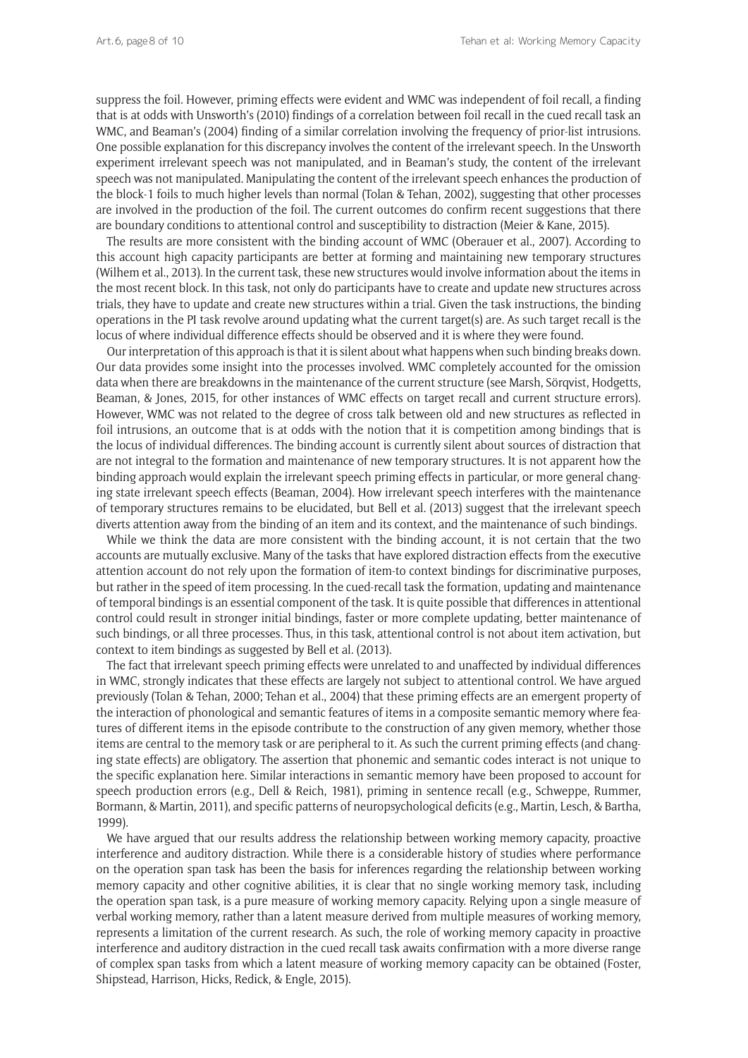suppress the foil. However, priming effects were evident and WMC was independent of foil recall, a finding that is at odds with Unsworth's (2010) findings of a correlation between foil recall in the cued recall task an WMC, and Beaman's (2004) finding of a similar correlation involving the frequency of prior-list intrusions. One possible explanation for this discrepancy involves the content of the irrelevant speech. In the Unsworth experiment irrelevant speech was not manipulated, and in Beaman's study, the content of the irrelevant speech was not manipulated. Manipulating the content of the irrelevant speech enhances the production of the block-1 foils to much higher levels than normal (Tolan & Tehan, 2002), suggesting that other processes are involved in the production of the foil. The current outcomes do confirm recent suggestions that there are boundary conditions to attentional control and susceptibility to distraction (Meier & Kane, 2015).

The results are more consistent with the binding account of WMC (Oberauer et al., 2007). According to this account high capacity participants are better at forming and maintaining new temporary structures (Wilhem et al., 2013). In the current task, these new structures would involve information about the items in the most recent block. In this task, not only do participants have to create and update new structures across trials, they have to update and create new structures within a trial. Given the task instructions, the binding operations in the PI task revolve around updating what the current target(s) are. As such target recall is the locus of where individual difference effects should be observed and it is where they were found.

Our interpretation of this approach is that it is silent about what happens when such binding breaks down. Our data provides some insight into the processes involved. WMC completely accounted for the omission data when there are breakdowns in the maintenance of the current structure (see Marsh, Sörqvist, Hodgetts, Beaman, & Jones, 2015, for other instances of WMC effects on target recall and current structure errors). However, WMC was not related to the degree of cross talk between old and new structures as reflected in foil intrusions, an outcome that is at odds with the notion that it is competition among bindings that is the locus of individual differences. The binding account is currently silent about sources of distraction that are not integral to the formation and maintenance of new temporary structures. It is not apparent how the binding approach would explain the irrelevant speech priming effects in particular, or more general changing state irrelevant speech effects (Beaman, 2004). How irrelevant speech interferes with the maintenance of temporary structures remains to be elucidated, but Bell et al. (2013) suggest that the irrelevant speech diverts attention away from the binding of an item and its context, and the maintenance of such bindings.

While we think the data are more consistent with the binding account, it is not certain that the two accounts are mutually exclusive. Many of the tasks that have explored distraction effects from the executive attention account do not rely upon the formation of item-to context bindings for discriminative purposes, but rather in the speed of item processing. In the cued-recall task the formation, updating and maintenance of temporal bindings is an essential component of the task. It is quite possible that differences in attentional control could result in stronger initial bindings, faster or more complete updating, better maintenance of such bindings, or all three processes. Thus, in this task, attentional control is not about item activation, but context to item bindings as suggested by Bell et al. (2013).

The fact that irrelevant speech priming effects were unrelated to and unaffected by individual differences in WMC, strongly indicates that these effects are largely not subject to attentional control. We have argued previously (Tolan & Tehan, 2000; Tehan et al., 2004) that these priming effects are an emergent property of the interaction of phonological and semantic features of items in a composite semantic memory where features of different items in the episode contribute to the construction of any given memory, whether those items are central to the memory task or are peripheral to it. As such the current priming effects (and changing state effects) are obligatory. The assertion that phonemic and semantic codes interact is not unique to the specific explanation here. Similar interactions in semantic memory have been proposed to account for speech production errors (e.g., Dell & Reich, 1981), priming in sentence recall (e.g., Schweppe, Rummer, Bormann, & Martin, 2011), and specific patterns of neuropsychological deficits (e.g., Martin, Lesch, & Bartha, 1999).

We have argued that our results address the relationship between working memory capacity, proactive interference and auditory distraction. While there is a considerable history of studies where performance on the operation span task has been the basis for inferences regarding the relationship between working memory capacity and other cognitive abilities, it is clear that no single working memory task, including the operation span task, is a pure measure of working memory capacity. Relying upon a single measure of verbal working memory, rather than a latent measure derived from multiple measures of working memory, represents a limitation of the current research. As such, the role of working memory capacity in proactive interference and auditory distraction in the cued recall task awaits confirmation with a more diverse range of complex span tasks from which a latent measure of working memory capacity can be obtained (Foster, Shipstead, Harrison, Hicks, Redick, & Engle, 2015).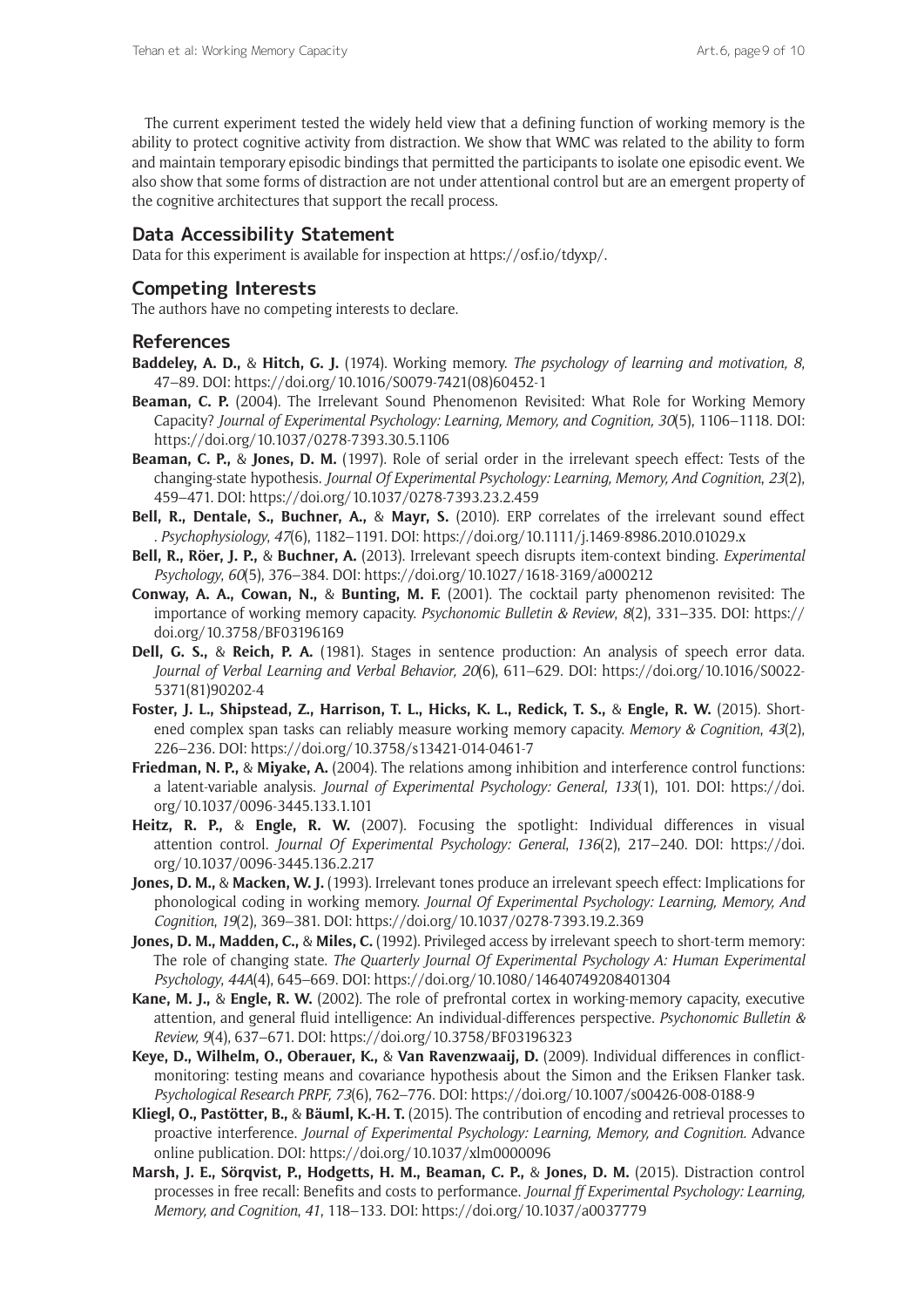The current experiment tested the widely held view that a defining function of working memory is the ability to protect cognitive activity from distraction. We show that WMC was related to the ability to form and maintain temporary episodic bindings that permitted the participants to isolate one episodic event. We also show that some forms of distraction are not under attentional control but are an emergent property of the cognitive architectures that support the recall process.

## Data Accessibility Statement

Data for this experiment is available for inspection at https://osf.io/tdyxp/.

## Competing Interests

The authors have no competing interests to declare.

## References

**Baddeley, A. D.,** & **Hitch, G. J.** (1974). Working memory. *The psychology of learning and motivation, 8*, 47–89. DOI: https://doi.org/10.1016/S0079-7421(08)60452-1

**Beaman, C. P.** (2004). The Irrelevant Sound Phenomenon Revisited: What Role for Working Memory Capacity? *Journal of Experimental Psychology: Learning, Memory, and Cognition, 30*(5), 1106–1118. DOI: https://doi.org/10.1037/0278-7393.30.5.1106

**Beaman, C. P.,** & **Jones, D. M.** (1997). Role of serial order in the irrelevant speech effect: Tests of the changing-state hypothesis. *Journal Of Experimental Psychology: Learning, Memory, And Cognition*, *23*(2), 459–471. DOI: https://doi.org/10.1037/0278-7393.23.2.459

**Bell, R., Dentale, S., Buchner, A.,** & **Mayr, S.** (2010). ERP correlates of the irrelevant sound effect . *Psychophysiology*, *47*(6), 1182–1191. DOI: https://doi.org/10.1111/j.1469-8986.2010.01029.x

**Bell, R., Röer, J. P.,** & **Buchner, A.** (2013). Irrelevant speech disrupts item-context binding. *Experimental Psychology*, *60*(5), 376–384. DOI: https://doi.org/10.1027/1618-3169/a000212

**Conway, A. A., Cowan, N.,** & **Bunting, M. F.** (2001). The cocktail party phenomenon revisited: The importance of working memory capacity. *Psychonomic Bulletin & Review*, *8*(2), 331–335. DOI: https://doi.org/10.3758/BF03196169

**Dell, G. S.,** & **Reich, P. A.** (1981). Stages in sentence production: An analysis of speech error data. *Journal of Verbal Learning and Verbal Behavior, 20*(6), 611–629. DOI: https://doi.org/10.1016/S0022-5371(81)90202-4

**Foster, J. L., Shipstead, Z., Harrison, T. L., Hicks, K. L., Redick, T. S.,** & **Engle, R. W.** (2015). Shortened complex span tasks can reliably measure working memory capacity. *Memory & Cognition*, *43*(2), 226–236. DOI: https://doi.org/10.3758/s13421-014-0461-7

**Friedman, N. P.,** & **Miyake, A.** (2004). The relations among inhibition and interference control functions: a latent-variable analysis. *Journal of Experimental Psychology: General, 133*(1), 101. DOI: https://doi.org/10.1037/0096-3445.133.1.101

**Heitz, R. P.,** & **Engle, R. W.** (2007). Focusing the spotlight: Individual differences in visual attention control. *Journal Of Experimental Psychology: General*, *136*(2), 217–240. DOI: https://doi.org/10.1037/0096-3445.136.2.217

**Jones, D. M.,** & **Macken, W. J.** (1993). Irrelevant tones produce an irrelevant speech effect: Implications for phonological coding in working memory. *Journal Of Experimental Psychology: Learning, Memory, And Cognition*, *19*(2), 369–381. DOI: https://doi.org/10.1037/0278-7393.19.2.369

**Jones, D. M., Madden, C.,** & **Miles, C.** (1992). Privileged access by irrelevant speech to short-term memory: The role of changing state. *The Quarterly Journal Of Experimental Psychology A: Human Experimental Psychology*, *44A*(4), 645–669. DOI: https://doi.org/10.1080/14640749208401304

**Kane, M. J.,** & **Engle, R. W.** (2002). The role of prefrontal cortex in working-memory capacity, executive attention, and general fluid intelligence: An individual-differences perspective. *Psychonomic Bulletin & Review, 9*(4), 637–671. DOI: https://doi.org/10.3758/BF03196323

**Keye, D., Wilhelm, O., Oberauer, K.,** & **Van Ravenzwaaij, D.** (2009). Individual differences in conflict-monitoring: testing means and covariance hypothesis about the Simon and the Eriksen Flanker task. *Psychological Research PRPF, 73*(6), 762–776. DOI: https://doi.org/10.1007/s00426-008-0188-9

**Kliegl, O., Pastötter, B.,** & **Bäuml, K.-H. T.** (2015). The contribution of encoding and retrieval processes to proactive interference. *Journal of Experimental Psychology: Learning, Memory, and Cognition.* Advance online publication. DOI: https://doi.org/10.1037/xlm0000096

**Marsh, J. E., Sörqvist, P., Hodgetts, H. M., Beaman, C. P.,** & **Jones, D. M.** (2015). Distraction control processes in free recall: Benefits and costs to performance. *Journal ff Experimental Psychology: Learning, Memory, and Cognition*, *41*, 118–133. DOI: https://doi.org/10.1037/a0037779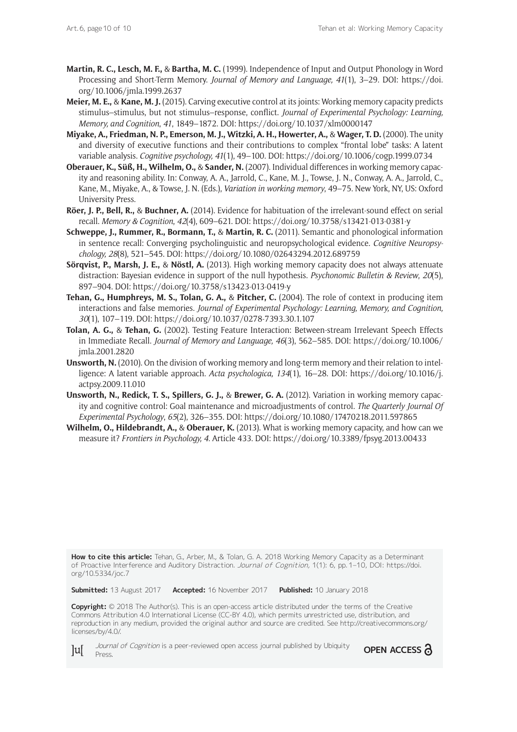**Martin, R. C., Lesch, M. F.,** & **Bartha, M. C.** (1999). Independence of Input and Output Phonology in Word Processing and Short-Term Memory. *Journal of Memory and Language, 41*(1), 3–29. DOI: https://doi.org/10.1006/jmla.1999.2637

**Meier, M. E.,** & **Kane, M. J.** (2015). Carving executive control at its joints: Working memory capacity predicts stimulus–stimulus, but not stimulus–response, conflict. *Journal of Experimental Psychology: Learning, Memory, and Cognition*, *41*, 1849–1872. DOI: https://doi.org/10.1037/xlm0000147

**Miyake, A., Friedman, N. P., Emerson, M. J., Witzki, A. H., Howerter, A.,** & **Wager, T. D.** (2000). The unity and diversity of executive functions and their contributions to complex "frontal lobe" tasks: A latent variable analysis. *Cognitive psychology, 41*(1), 49–100. DOI: https://doi.org/10.1006/cogp.1999.0734

**Oberauer, K., Süß, H., Wilhelm, O.,** & **Sander, N.** (2007). Individual differences in working memory capacity and reasoning ability. In: Conway, A. A., Jarrold, C., Kane, M. J., Towse, J. N., Conway, A. A., Jarrold, C., Kane, M., Miyake, A., & Towse, J. N. (Eds.), *Variation in working memory*, 49–75. New York, NY, US: Oxford University Press.

**Röer, J. P., Bell, R.,** & **Buchner, A.** (2014). Evidence for habituation of the irrelevant-sound effect on serial recall. *Memory & Cognition*, *42*(4), 609–621. DOI: https://doi.org/10.3758/s13421-013-0381-y

**Schweppe, J., Rummer, R., Bormann, T.,** & **Martin, R. C.** (2011). Semantic and phonological information in sentence recall: Converging psycholinguistic and neuropsychological evidence. *Cognitive Neuropsychology, 28*(8), 521–545. DOI: https://doi.org/10.1080/02643294.2012.689759

**Sörqvist, P., Marsh, J. E.,** & **Nöstl, A.** (2013). High working memory capacity does not always attenuate distraction: Bayesian evidence in support of the null hypothesis. *Psychonomic Bulletin & Review*, *20*(5), 897–904. DOI: https://doi.org/10.3758/s13423-013-0419-y

**Tehan, G., Humphreys, M. S., Tolan, G. A.,** & **Pitcher, C.** (2004). The role of context in producing item interactions and false memories. *Journal of Experimental Psychology: Learning, Memory, and Cognition, 30*(1), 107–119. DOI: https://doi.org/10.1037/0278-7393.30.1.107

**Tolan, A. G.,** & **Tehan, G.** (2002). Testing Feature Interaction: Between-stream Irrelevant Speech Effects in Immediate Recall. *Journal of Memory and Language, 46*(3), 562–585. DOI: https://doi.org/10.1006/jmla.2001.2820

**Unsworth, N.** (2010). On the division of working memory and long-term memory and their relation to intelligence: A latent variable approach. *Acta psychologica, 134*(1), 16–28. DOI: https://doi.org/10.1016/j.actpsy.2009.11.010

**Unsworth, N., Redick, T. S., Spillers, G. J.,** & **Brewer, G. A.** (2012). Variation in working memory capacity and cognitive control: Goal maintenance and microadjustments of control. *The Quarterly Journal Of Experimental Psychology*, *65*(2), 326–355. DOI: https://doi.org/10.1080/17470218.2011.597865

**Wilhelm, O., Hildebrandt, A.,** & **Oberauer, K.** (2013). What is working memory capacity, and how can we measure it? *Frontiers in Psychology, 4*. Article 433. DOI: https://doi.org/10.3389/fpsyg.2013.00433

**How to cite this article:** Tehan, G., Arber, M., & Tolan, G. A. 2018 Working Memory Capacity as a Determinant of Proactive Interference and Auditory Distraction. *Journal of Cognition,* 1(1): 6, pp. 1–10, DOI: https://doi.org/10.5334/joc.7

**Submitted:** 13 August 2017 **Accepted:** 16 November 2017 **Published:** 10 January 2018

**Copyright:** © 2018 The Author(s). This is an open-access article distributed under the terms of the Creative Commons Attribution 4.0 International License (CC-BY 4.0), which permits unrestricted use, distribution, and reproduction in any medium, provided the original author and source are credited. See http://creativecommons.org/licenses/by/4.0/.

*Journal of Cognition* is a peer-reviewed open access journal published by Ubiquity Press.

**OPEN ACCESS**